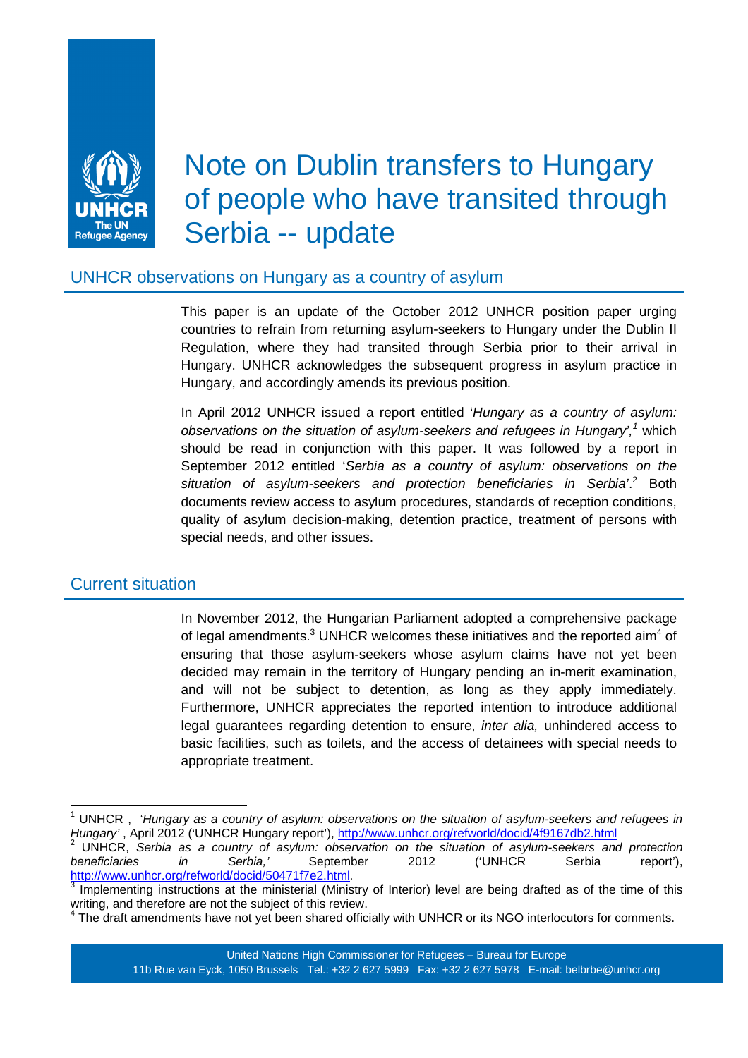# Note on Dublin transfers to Hungary of people who have transited through Serbia -- update

## UNHCR observations on Hungary as a country of asylum

This paper is an update of the October 2012 UNHCR position paper urging countries to refrain from returning asylum-seekers to Hungary under the Dublin II Regulation, where they had transited through Serbia prior to their arrival in Hungary. UNHCR acknowledges the subsequent progress in asylum practice in Hungary, and accordingly amends its previous position.

In April 2012 UNHCR issued a report entitled '*Hungary as a country of asylum: observations on the situation of asylum-seekers and refugees in Hungary',*[1] which should be read in conjunction with this paper. It was followed by a report in September 2012 entitled '*Serbia as a country of asylum: observations on the situation of asylum-seekers and protection beneficiaries in Serbia*'.[2] Both documents review access to asylum procedures, standards of reception conditions, quality of asylum decision-making, detention practice, treatment of persons with special needs, and other issues.

## Current situation

In November 2012, the Hungarian Parliament adopted a comprehensive package of legal amendments.[3] UNHCR welcomes these initiatives and the reported aim[4] of ensuring that those asylum-seekers whose asylum claims have not yet been decided may remain in the territory of Hungary pending an in-merit examination, and will not be subject to detention, as long as they apply immediately. Furthermore, UNHCR appreciates the reported intention to introduce additional legal guarantees regarding detention to ensure, *inter alia,* unhindered access to basic facilities, such as toilets, and the access of detainees with special needs to appropriate treatment.

---

[1] UNHCR , *'Hungary as a country of asylum: observations on the situation of asylum-seekers and refugees in Hungary'* , April 2012 ('UNHCR Hungary report'), http://www.unhcr.org/refworld/docid/4f9167db2.html

[2] UNHCR, *Serbia as a country of asylum: observation on the situation of asylum-seekers and protection beneficiaries in Serbia,'* September 2012 ('UNHCR Serbia report'), http://www.unhcr.org/refworld/docid/50471f7e2.html.

[3] Implementing instructions at the ministerial (Ministry of Interior) level are being drafted as of the time of this writing, and therefore are not the subject of this review.

[4] The draft amendments have not yet been shared officially with UNHCR or its NGO interlocutors for comments.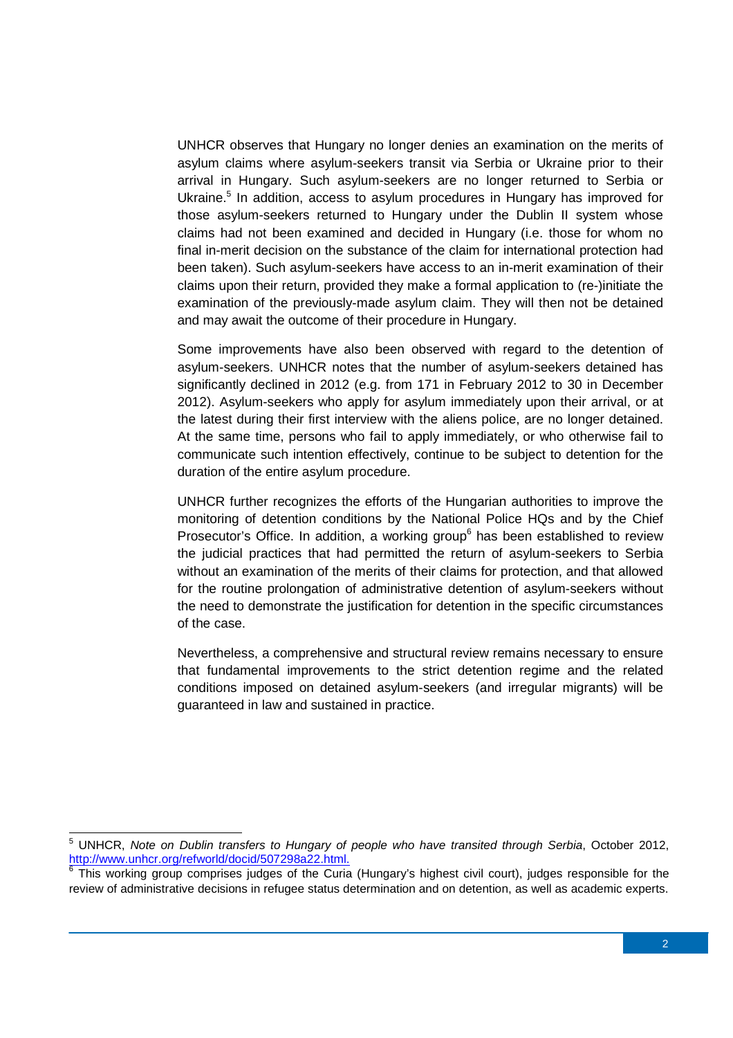UNHCR observes that Hungary no longer denies an examination on the merits of asylum claims where asylum-seekers transit via Serbia or Ukraine prior to their arrival in Hungary. Such asylum-seekers are no longer returned to Serbia or Ukraine.[5] In addition, access to asylum procedures in Hungary has improved for those asylum-seekers returned to Hungary under the Dublin II system whose claims had not been examined and decided in Hungary (i.e. those for whom no final in-merit decision on the substance of the claim for international protection had been taken). Such asylum-seekers have access to an in-merit examination of their claims upon their return, provided they make a formal application to (re-)initiate the examination of the previously-made asylum claim. They will then not be detained and may await the outcome of their procedure in Hungary.

Some improvements have also been observed with regard to the detention of asylum-seekers. UNHCR notes that the number of asylum-seekers detained has significantly declined in 2012 (e.g. from 171 in February 2012 to 30 in December 2012). Asylum-seekers who apply for asylum immediately upon their arrival, or at the latest during their first interview with the aliens police, are no longer detained. At the same time, persons who fail to apply immediately, or who otherwise fail to communicate such intention effectively, continue to be subject to detention for the duration of the entire asylum procedure.

UNHCR further recognizes the efforts of the Hungarian authorities to improve the monitoring of detention conditions by the National Police HQs and by the Chief Prosecutor's Office. In addition, a working group[6] has been established to review the judicial practices that had permitted the return of asylum-seekers to Serbia without an examination of the merits of their claims for protection, and that allowed for the routine prolongation of administrative detention of asylum-seekers without the need to demonstrate the justification for detention in the specific circumstances of the case.

Nevertheless, a comprehensive and structural review remains necessary to ensure that fundamental improvements to the strict detention regime and the related conditions imposed on detained asylum-seekers (and irregular migrants) will be guaranteed in law and sustained in practice.

---

[5] UNHCR, *Note on Dublin transfers to Hungary of people who have transited through Serbia*, October 2012, http://www.unhcr.org/refworld/docid/507298a22.html.

[6] This working group comprises judges of the Curia (Hungary's highest civil court), judges responsible for the review of administrative decisions in refugee status determination and on detention, as well as academic experts.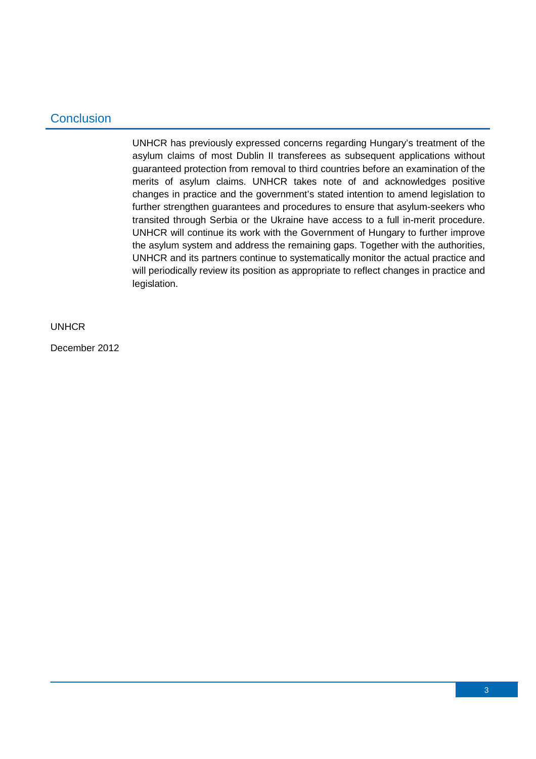## Conclusion

UNHCR has previously expressed concerns regarding Hungary's treatment of the asylum claims of most Dublin II transferees as subsequent applications without guaranteed protection from removal to third countries before an examination of the merits of asylum claims. UNHCR takes note of and acknowledges positive changes in practice and the government's stated intention to amend legislation to further strengthen guarantees and procedures to ensure that asylum-seekers who transited through Serbia or the Ukraine have access to a full in-merit procedure. UNHCR will continue its work with the Government of Hungary to further improve the asylum system and address the remaining gaps. Together with the authorities, UNHCR and its partners continue to systematically monitor the actual practice and will periodically review its position as appropriate to reflect changes in practice and legislation.

UNHCR

December 2012